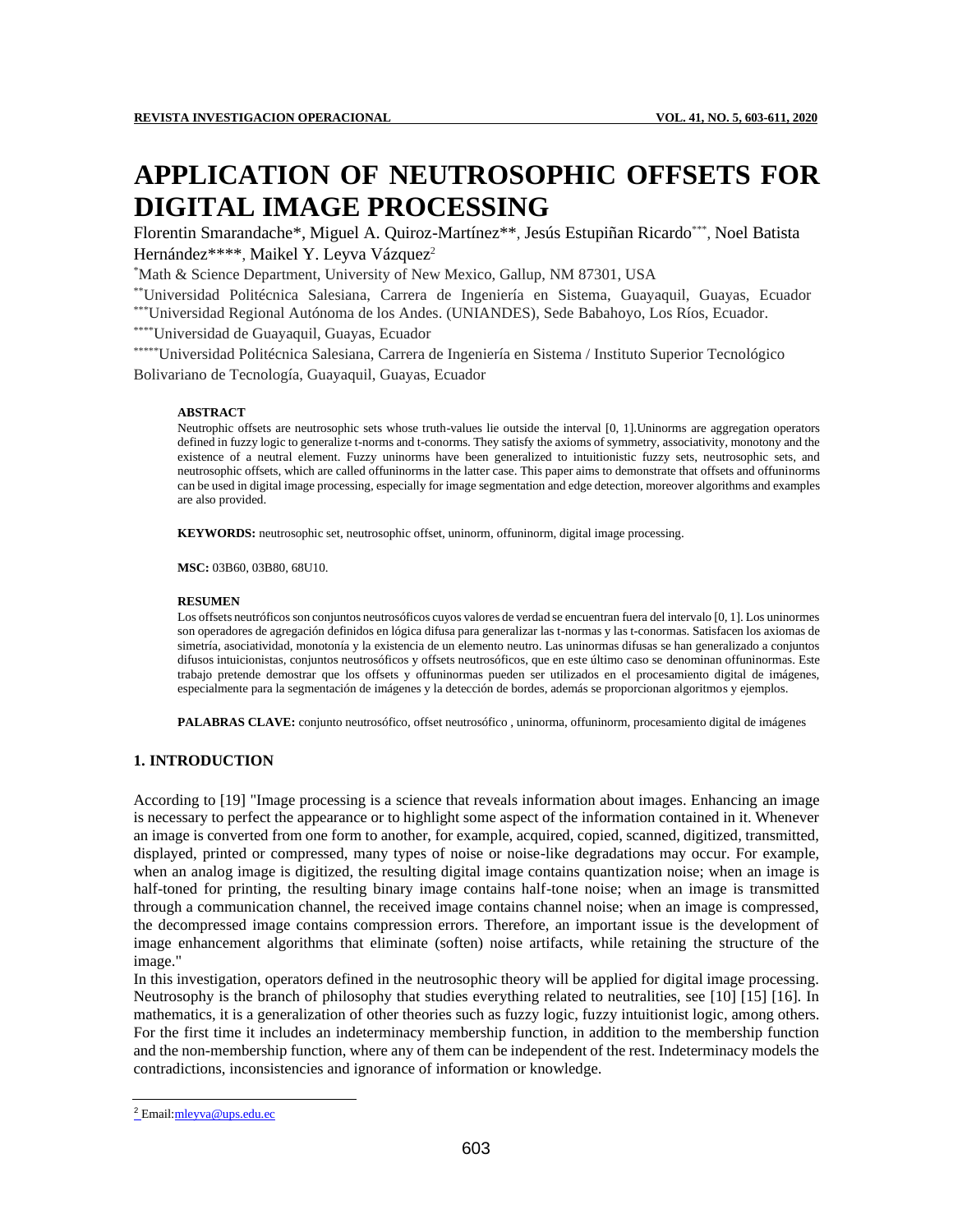# APPLICATION OF NEUTROSOPHIC OFFSETS FOR DIGITAL IMAGE PROCESSING

Florentin Smarandache*, Miguel A. Quiroz-Martínez**, Jesús Estupiñan Ricardo***, Noel Batista Hernández****, Maikel Y. Leyva Vázquez[2]

*Math & Science Department, University of New Mexico, Gallup, NM 87301, USA

**Universidad Politécnica Salesiana, Carrera de Ingeniería en Sistema, Guayaquil, Guayas, Ecuador

***Universidad Regional Autónoma de los Andes. (UNIANDES), Sede Babahoyo, Los Ríos, Ecuador.

****Universidad de Guayaquil, Guayas, Ecuador

*****Universidad Politécnica Salesiana, Carrera de Ingeniería en Sistema / Instituto Superior Tecnológico Bolivariano de Tecnología, Guayaquil, Guayas, Ecuador

**ABSTRACT**

Neutrophic offsets are neutrosophic sets whose truth-values lie outside the interval [0, 1].Uninorms are aggregation operators defined in fuzzy logic to generalize t-norms and t-conorms. They satisfy the axioms of symmetry, asociativity, monotony and the existence of a neutral element. Fuzzy uninorms have been generalized to intuitionistic fuzzy sets, neutrosophic sets, and neutrosophic offsets, which are called offuninorms in the latter case. This paper aims to demonstrate that offsets and offuninorms can be used in digital image processing, especially for image segmentation and edge detection, moreover algorithms and examples are also provided.

**KEYWORDS:** neutrosophic set, neutrosophic offset, uninorm, offuninorm, digital image processing.

**MSC:** 03B60, 03B80, 68U10.

**RESUMEN**

Los offsets neutróficos son conjuntos neutrosóficos cuyos valores de verdad se encuentran fuera del intervalo [0, 1]. Los uninormes son operadores de agregación definidos en lógica difusa para generalizar las t-normas y las t-conormas. Satisfacen los axiomas de simetría, asociatividad, monotonía y la existencia de un elemento neutro. Las uninormas difusas se han generalizado a conjuntos difusos intuicionistas, conjuntos neutrosóficos y offsets neutrosóficos, que en este último caso se denominan offuninormas. Este trabajo pretende demostrar que los offsets y offuninormas pueden ser utilizados en el procesamiento digital de imágenes, especialmente para la segmentación de imágenes y la detección de bordes, además se proporcionan algoritmos y ejemplos.

**PALABRAS CLAVE:** conjunto neutrosófico, offset neutrosófico , uninorma, offuninorm, procesamiento digital de imágenes

## 1. INTRODUCTION

According to [19] "Image processing is a science that reveals information about images. Enhancing an image is necessary to perfect the appearance or to highlight some aspect of the information contained in it. Whenever an image is converted from one form to another, for example, acquired, copied, scanned, digitized, transmitted, displayed, printed or compressed, many types of noise or noise-like degradations may occur. For example, when an analog image is digitized, the resulting digital image contains quantization noise; when an image is half-toned for printing, the resulting binary image contains half-tone noise; when an image is transmitted through a communication channel, the received image contains channel noise; when an image is compressed, the decompressed image contains compression errors. Therefore, an important issue is the development of image enhancement algorithms that eliminate (soften) noise artifacts, while retaining the structure of the image."

In this investigation, operators defined in the neutrosophic theory will be applied for digital image processing. Neutrosophy is the branch of philosophy that studies everything related to neutralities, see [10] [15] [16]. In mathematics, it is a generalization of other theories such as fuzzy logic, fuzzy intuitionist logic, among others. For the first time it includes an indeterminacy membership function, in addition to the membership function and the non-membership function, where any of them can be independent of the rest. Indeterminacy models the contradictions, inconsistencies and ignorance of information or knowledge.

[2] Email:mleyva@ups.edu.ec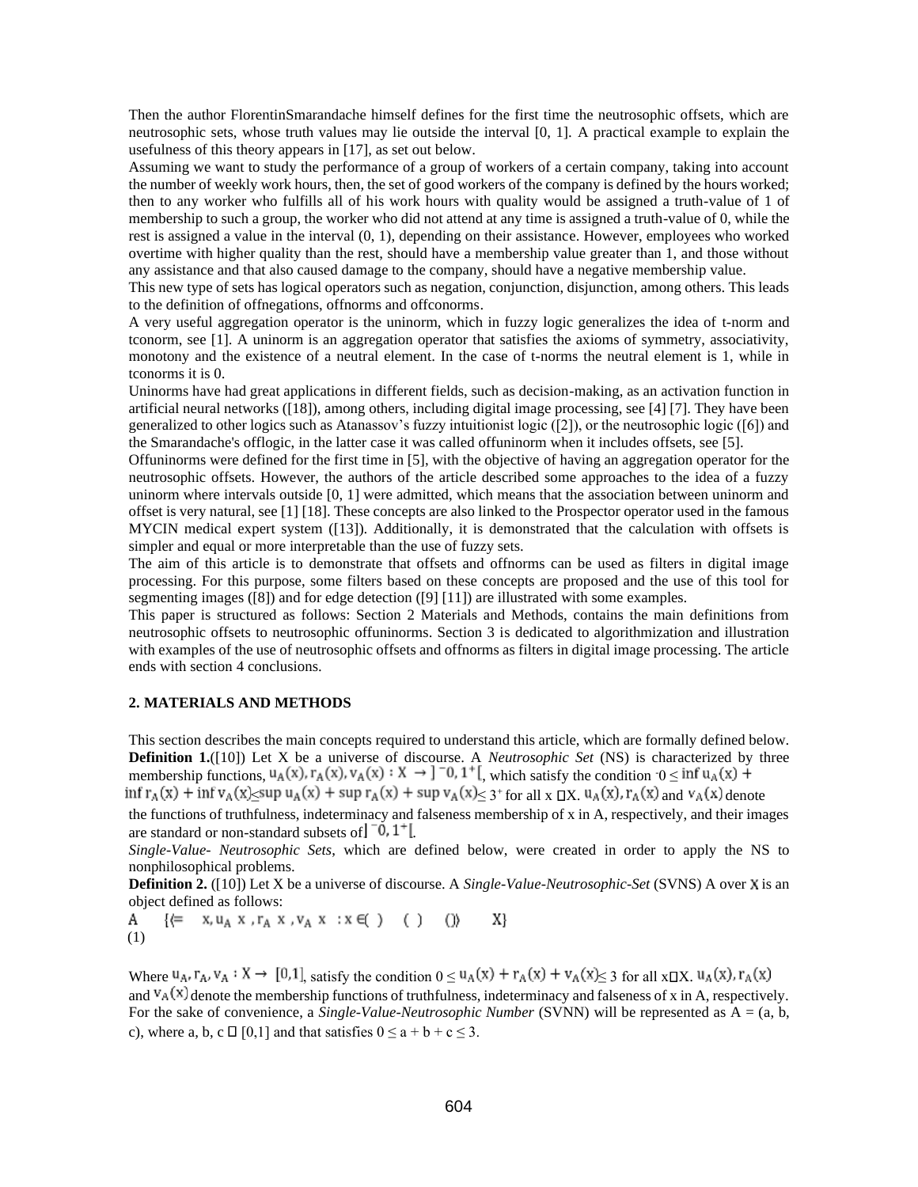Then the author FlorentinSmarandache himself defines for the first time the neutrosophic offsets, which are neutrosophic sets, whose truth values may lie outside the interval [0, 1]. A practical example to explain the usefulness of this theory appears in [17], as set out below.

Assuming we want to study the performance of a group of workers of a certain company, taking into account the number of weekly work hours, then, the set of good workers of the company is defined by the hours worked; then to any worker who fulfills all of his work hours with quality would be assigned a truth-value of 1 of membership to such a group, the worker who did not attend at any time is assigned a truth-value of 0, while the rest is assigned a value in the interval (0, 1), depending on their assistance. However, employees who worked overtime with higher quality than the rest, should have a membership value greater than 1, and those without any assistance and that also caused damage to the company, should have a negative membership value.

This new type of sets has logical operators such as negation, conjunction, disjunction, among others. This leads to the definition of offnegations, offnorms and offconorms.

A very useful aggregation operator is the uninorm, which in fuzzy logic generalizes the idea of t-norm and tconorm, see [1]. A uninorm is an aggregation operator that satisfies the axioms of symmetry, associativity, monotony and the existence of a neutral element. In the case of t-norms the neutral element is 1, while in tconorms it is 0.

Uninorms have had great applications in different fields, such as decision-making, as an activation function in artificial neural networks ([18]), among others, including digital image processing, see [4] [7]. They have been generalized to other logics such as Atanassov's fuzzy intuitionist logic ([2]), or the neutrosophic logic ([6]) and the Smarandache's offlogic, in the latter case it was called offuninorm when it includes offsets, see [5].

Offuninorms were defined for the first time in [5], with the objective of having an aggregation operator for the neutrosophic offsets. However, the authors of the article described some approaches to the idea of a fuzzy uninorm where intervals outside [0, 1] were admitted, which means that the association between uninorm and offset is very natural, see [1] [18]. These concepts are also linked to the Prospector operator used in the famous MYCIN medical expert system ([13]). Additionally, it is demonstrated that the calculation with offsets is simpler and equal or more interpretable than the use of fuzzy sets.

The aim of this article is to demonstrate that offsets and offnorms can be used as filters in digital image processing. For this purpose, some filters based on these concepts are proposed and the use of this tool for segmenting images ([8]) and for edge detection ([9] [11]) are illustrated with some examples.

This paper is structured as follows: Section 2 Materials and Methods, contains the main definitions from neutrosophic offsets to neutrosophic offuninorms. Section 3 is dedicated to algorithmization and illustration with examples of the use of neutrosophic offsets and offnorms as filters in digital image processing. The article ends with section 4 conclusions.

## 2. MATERIALS AND METHODS

This section describes the main concepts required to understand this article, which are formally defined below.

**Definition 1.**([10]) Let X be a universe of discourse. A *Neutrosophic Set* (NS) is characterized by three membership functions, $u_A(x), r_A(x), v_A(x) : X \rightarrow\ ]^{-}0, 1^{+}[$, which satisfy the condition $^{-}0 \leq \inf u_A(x) + \inf r_A(x) + \inf v_A(x) \leq \sup u_A(x) + \sup r_A(x) + \sup v_A(x) \leq 3^{+}$ for all $x \in X$. $u_A(x), r_A(x)$ and $v_A(x)$ denote the functions of truthfulness, indeterminacy and falseness membership of x in A, respectively, and their images are standard or non-standard subsets of $]^{-}0, 1^{+}[$.

*Single-Value- Neutrosophic Sets*, which are defined below, were created in order to apply the NS to nonphilosophical problems.

**Definition 2.** ([10]) Let X be a universe of discourse. A *Single-Value-Neutrosophic-Set* (SVNS) A over $X$ is an object defined as follows:

$$A = \{\langle x, u_A(x), r_A(x), v_A(x)\rangle : x \in X\} \quad (1)$$

Where $u_A, r_A, v_A : X \rightarrow [0,1]$, satisfy the condition $0 \leq u_A(x) + r_A(x) + v_A(x) \leq 3$ for all $x \in X$. $u_A(x), r_A(x)$ and $v_A(x)$ denote the membership functions of truthfulness, indeterminacy and falseness of x in A, respectively. For the sake of convenience, a *Single-Value-Neutrosophic Number* (SVNN) will be represented as A = (a, b, c), where a, b, c $\in$ [0,1] and that satisfies $0 \leq a + b + c \leq 3$.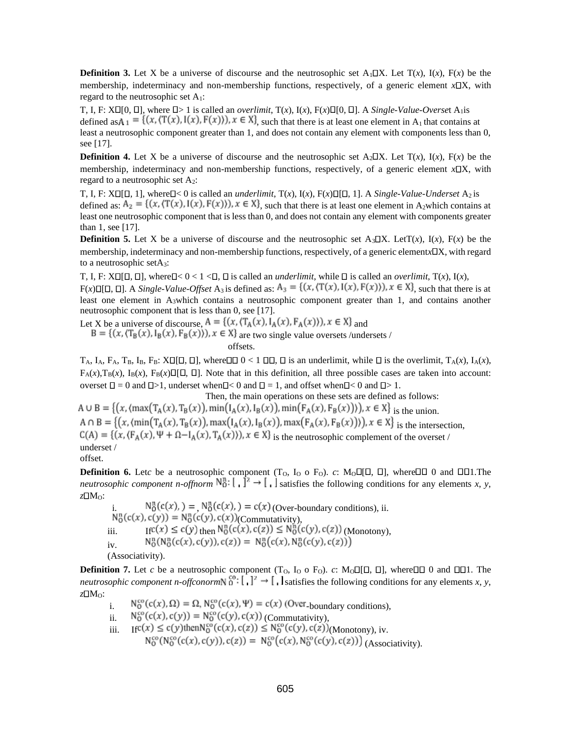**Definition 3.** Let X be a universe of discourse and the neutrosophic set $A_1 \subset X$. Let T(*x*), I(*x*), F(*x*) be the membership, indeterminacy and non-membership functions, respectively, of a generic element $x \in X$, with regard to the neutrosophic set $A_1$:

T, I, F: $X \to [0, \Omega]$, where $\Omega > 1$ is called an *overlimit*, T(*x*), I(*x*), F(*x*)$\in [0, \Omega]$. A *Single-Value-Overset* $A_1$ is defined as $A_1 = \{(x, \langle T(x), I(x), F(x)\rangle), x \in X\}$, such that there is at least one element in $A_1$ that contains at least a neutrosophic component greater than 1, and does not contain any element with components less than 0, see [17].

**Definition 4.** Let X be a universe of discourse and the neutrosophic set $A_2 \subset X$. Let T(*x*), I(*x*), F(*x*) be the membership, indeterminacy and non-membership functions, respectively, of a generic element $x \in X$, with regard to a neutrosophic set $A_2$:

T, I, F: $X \to [\Psi, 1]$, where $\Psi < 0$ is called an *underlimit*, T(*x*), I(*x*), F(*x*)$\in [\Psi, 1]$. A *Single-Value-Underset* $A_2$ is defined as: $A_2 = \{(x, \langle T(x), I(x), F(x)\rangle), x \in X\}$, such that there is at least one element in $A_2$ which contains at least one neutrosophic component that is less than 0, and does not contain any element with components greater than 1, see [17].

**Definition 5.** Let X be a universe of discourse and the neutrosophic set $A_3 \subset X$. Let T(*x*), I(*x*), F(*x*) be the membership, indeterminacy and non-membership functions, respectively, of a generic element $x \in X$, with regard to a neutrosophic set $A_3$:

T, I, F: $X \to [\Psi, \Omega]$, where $\Psi < 0 < 1 < \Omega$, $\Psi$ is called an *underlimit*, while $\Omega$ is called an *overlimit*, T(*x*), I(*x*), F(*x*)$\in [\Psi, \Omega]$. A *Single-Value-Offset* $A_3$ is defined as: $A_3 = \{(x, \langle T(x), I(x), F(x)\rangle), x \in X\}$, such that there is at least one element in $A_3$ which contains a neutrosophic component greater than 1, and contains another neutrosophic component that is less than 0, see [17].

Let X be a universe of discourse, $A = \{(x, \langle T_A(x), I_A(x), F_A(x)\rangle), x \in X\}$ and $B = \{(x, \langle T_B(x), I_B(x), F_B(x)\rangle), x \in X\}$ are two single value oversets /undersets / offsets.

$T_A$, $I_A$, $F_A$, $T_B$, $I_B$, $F_B$: $X \to [\Psi, \Omega]$, where $\Psi \le 0 < 1 \le \Omega$, $\Psi$ is an underlimit, while $\Omega$ is the overlimit, $T_A(x)$, $I_A(x)$, $F_A(x)$, $T_B(x)$, $I_B(x)$, $F_B(x) \in [\Psi, \Omega]$. Note that in this definition, all three possible cases are taken into account: overset $\Psi = 0$ and $\Omega > 1$, underset when $\Psi < 0$ and $\Omega = 1$, and offset when $\Psi < 0$ and $\Omega > 1$.

Then, the main operations on these sets are defined as follows:

$A \cup B = \{(x, \langle \max(T_A(x), T_B(x)), \min(I_A(x), I_B(x)), \min(F_A(x), F_B(x))\rangle), x \in X\}$ is the union.

$A \cap B = \{(x, \langle \min(T_A(x), T_B(x)), \max(I_A(x), I_B(x)), \max(F_A(x), F_B(x))\rangle), x \in X\}$ is the intersection,

$C(A) = \{(x, \langle F_A(x), \Psi + \Omega - I_A(x), T_A(x)\rangle), x \in X\}$ is the neutrosophic complement of the overset / underset / offset.

**Definition 6.** Let *c* be a neutrosophic component ($T_O$, $I_O$ o $F_O$). *c*: $M_O \to [\Psi, \Omega]$, where $\Psi \le 0$ and $\Omega \ge 1$. The *neutrosophic component n-offnorm* $N_O^n: [\Psi, \Omega]^2 \to [\Psi, \Omega]$ satisfies the following conditions for any elements *x*, *y*, $z \in M_O$:

i. $N_O^n(c(x), \Psi) = \Psi$, $N_O^n(c(x), \Omega) = c(x)$ (Over-boundary conditions),
ii. $N_O^n(c(x), c(y)) = N_O^n(c(y), c(x))$ (Commutativity),
iii. If $c(x) \le c(y)$ then $N_O^n(c(x), c(z)) \le N_O^n(c(y), c(z))$ (Monotony),
iv. $N_O^n(N_O^n(c(x), c(y)), c(z)) = N_O^n(c(x), N_O^n(c(y), c(z)))$ (Associativity).

**Definition 7.** Let *c* be a neutrosophic component ($T_O$, $I_O$ o $F_O$). *c*: $M_O \to [\Psi, \Omega]$, where $\Psi \le 0$ and $\Omega \ge 1$. The *neutrosophic component n-offconorm* $N_O^{co}: [\Psi, \Omega]^2 \to [\Psi, \Omega]$ satisfies the following conditions for any elements *x*, *y*, $z \in M_O$:

i. $N_O^{co}(c(x), \Omega) = \Omega$, $N_O^{co}(c(x), \Psi) = c(x)$ (Over-boundary conditions),
ii. $N_O^{co}(c(x), c(y)) = N_O^{co}(c(y), c(x))$ (Commutativity),
iii. If $c(x) \le c(y)$ then $N_O^{co}(c(x), c(z)) \le N_O^{co}(c(y), c(z))$ (Monotony),
iv. $N_O^{co}(N_O^{co}(c(x), c(y)), c(z)) = N_O^{co}(c(x), N_O^{co}(c(y), c(z)))$ (Associativity).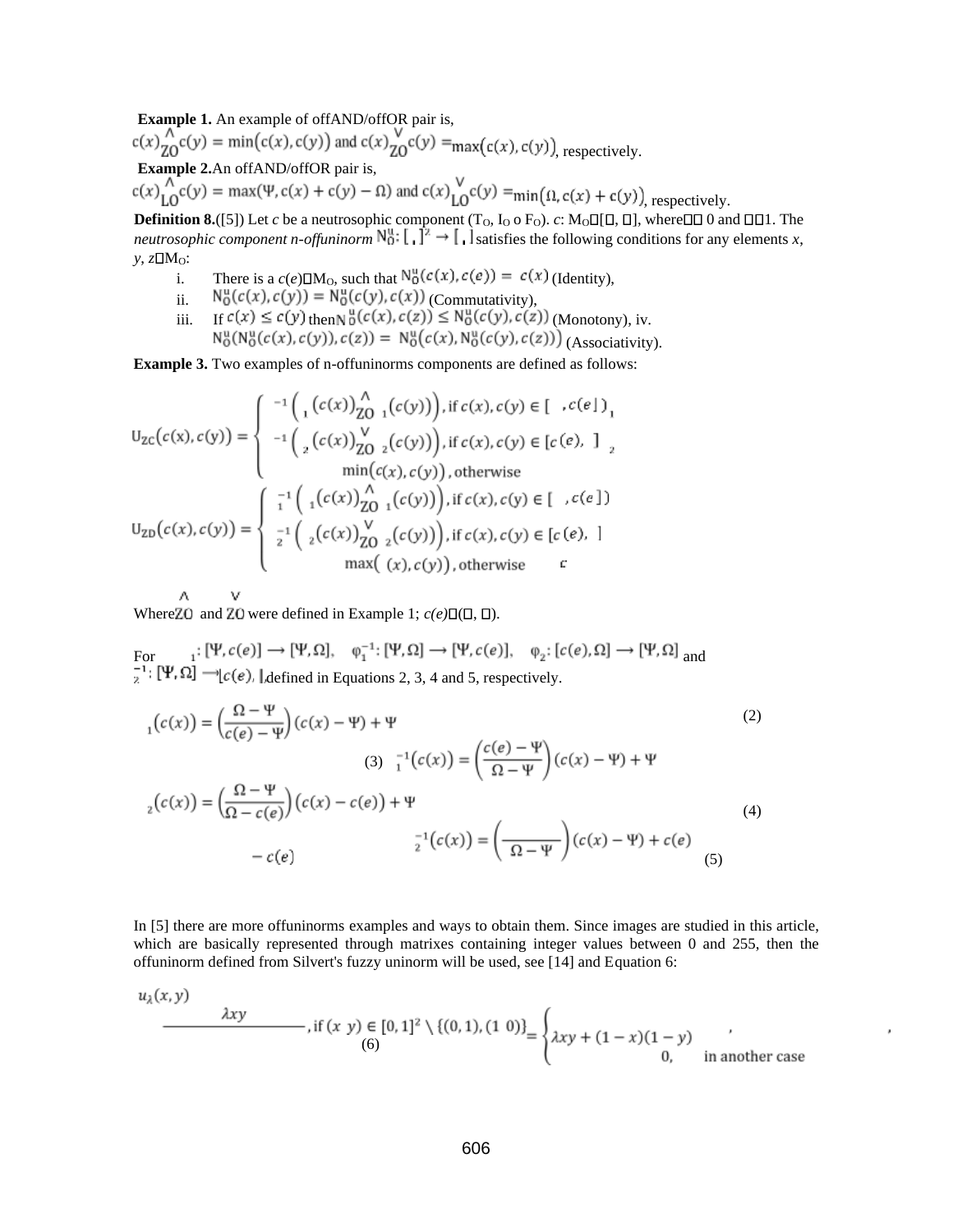**Example 1.** An example of offAND/offOR pair is,

$c(x)\underset{ZO}{\wedge}c(y) = \min(c(x), c(y))$ and $c(x)\underset{ZO}{\vee}c(y) = \max(c(x), c(y))$, respectively.

**Example 2.** An offAND/offOR pair is,

$c(x)\underset{LO}{\wedge}c(y) = \max(\Psi, c(x) + c(y) - \Omega)$ and $c(x)\underset{LO}{\vee}c(y) = \min(\Omega, c(x) + c(y))$, respectively.

**Definition 8.**([5]) Let *c* be a neutrosophic component ($T_O$, $I_O$ o $F_O$). $c: M_O \to [\Psi, \Omega]$, where $\Psi \leq 0$ and $\Omega \geq 1$. The *neutrosophic component n-offuninorm* $N_O^u: [\Psi, \Omega]^2 \to [\Psi, \Omega]$ satisfies the following conditions for any elements *x*, *y*, $z \in M_O$:

i. There is a $c(e) \in M_O$, such that $N_O^u(c(x), c(e)) = c(x)$ (Identity),
ii. $N_O^u(c(x), c(y)) = N_O^u(c(y), c(x))$ (Commutativity),
iii. If $c(x) \leq c(y)$ then $N_O^u(c(x), c(z)) \leq N_O^u(c(y), c(z))$ (Monotony), iv. $N_O^u(N_O^u(c(x), c(y)), c(z)) = N_O^u(c(x), N_O^u(c(y), c(z)))$ (Associativity).

**Example 3.** Two examples of n-offuninorms components are defined as follows:

$$
U_{ZC}(c(x), c(y)) = \begin{cases} \varphi_1^{-1}\left(\varphi_1(c(x))\underset{ZO}{\wedge}\varphi_1(c(y))\right), & \text{if } c(x), c(y) \in [\Psi, c(e)] \\ \varphi_2^{-1}\left(\varphi_2(c(x))\underset{ZO}{\vee}\varphi_2(c(y))\right), & \text{if } c(x), c(y) \in [c(e), \Omega] \\ \min(c(x), c(y)), & \text{otherwise} \end{cases}
$$

$$
U_{ZD}(c(x), c(y)) = \begin{cases} \varphi_1^{-1}\left(\varphi_1(c(x))\underset{ZO}{\wedge}\varphi_1(c(y))\right), & \text{if } c(x), c(y) \in [\Psi, c(e)] \\ \varphi_2^{-1}\left(\varphi_2(c(x))\underset{ZO}{\vee}\varphi_2(c(y))\right), & \text{if } c(x), c(y) \in [c(e), \Omega] \\ \max(c(x), c(y)), & \text{otherwise} \end{cases}
$$

Where $\underset{ZO}{\wedge}$ and $\underset{ZO}{\vee}$ were defined in Example 1; $c(e) \in (\Psi, \Omega)$.

For $\varphi_1: [\Psi, c(e)] \to [\Psi, \Omega]$, $\varphi_1^{-1}: [\Psi, \Omega] \to [\Psi, c(e)]$, $\varphi_2: [c(e), \Omega] \to [\Psi, \Omega]$ and $\varphi_2^{-1}: [\Psi, \Omega] \to [c(e), \Omega]$ defined in Equations 2, 3, 4 and 5, respectively.

$$
\varphi_1(c(x)) = \left(\frac{\Omega - \Psi}{c(e) - \Psi}\right)(c(x) - \Psi) + \Psi \tag{2}
$$

$$
\varphi_1^{-1}(c(x)) = \left(\frac{c(e) - \Psi}{\Omega - \Psi}\right)(c(x) - \Psi) + \Psi \tag{3}
$$

$$
\varphi_2(c(x)) = \left(\frac{\Omega - \Psi}{\Omega - c(e)}\right)(c(x) - c(e)) + \Psi \tag{4}
$$

$$
\varphi_2^{-1}(c(x)) = \left(\frac{\Omega - c(e)}{\Omega - \Psi}\right)(c(x) - \Psi) + c(e) \tag{5}
$$

In [5] there are more offuninorms examples and ways to obtain them. Since images are studied in this article, which are basically represented through matrixes containing integer values between 0 and 255, then the offuninorm defined from Silvert's fuzzy uninorm will be used, see [14] and Equation 6:

$$
u_\lambda(x, y) = \begin{cases} \dfrac{\lambda xy}{\lambda xy + (1 - x)(1 - y)}, & \text{if } (x, y) \in [0, 1]^2 \setminus \{(0, 1), (1, 0)\} \\ 0, & \text{in another case} \end{cases} \tag{6}
$$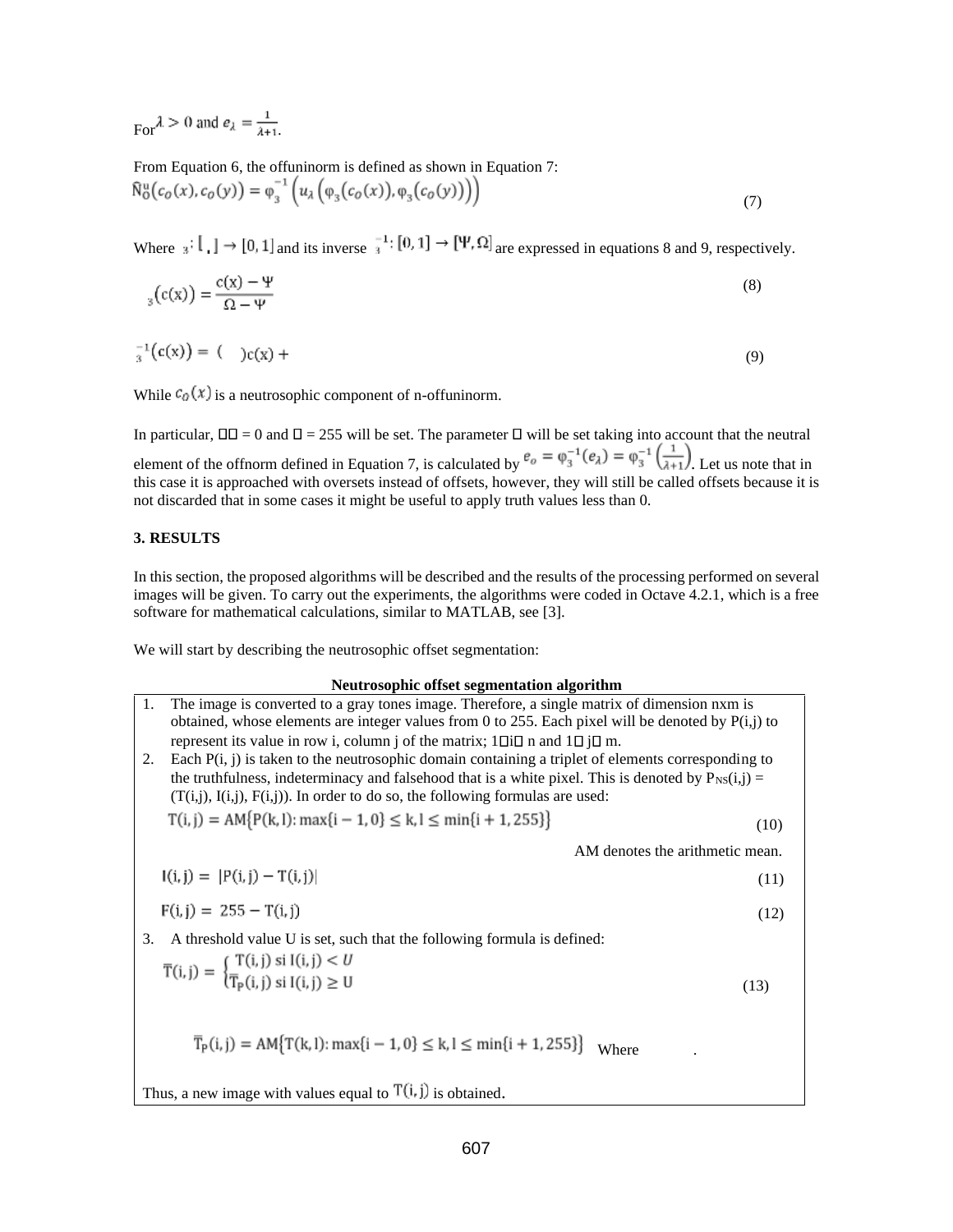For $\lambda > 0$ and $e_\lambda = \frac{1}{\lambda+1}$.

From Equation 6, the offuninorm is defined as shown in Equation 7:

$$\tilde{N}_O^u(c_O(x), c_O(y)) = \varphi_3^{-1}\left(u_\lambda\left(\varphi_3(c_O(x)), \varphi_3(c_O(y))\right)\right) \tag{7}$$

Where $_3 : [\ ,\ ] \to [0,1]$ and its inverse $_3^{-1} : [0,1] \to [\Psi, \Omega]$ are expressed in equations 8 and 9, respectively.

$$_3(c(x)) = \frac{c(x) - \Psi}{\Omega - \Psi} \tag{8}$$

$$_3^{-1}(c(x)) = (\quad)c(x) + \tag{9}$$

While $c_O(x)$ is a neutrosophic component of n-offuninorm.

In particular, $= 0$ and $= 255$ will be set. The parameter will be set taking into account that the neutral element of the offnorm defined in Equation 7, is calculated by $e_o = \varphi_3^{-1}(e_\lambda) = \varphi_3^{-1}\left(\frac{1}{\lambda+1}\right)$. Let us note that in this case it is approached with oversets instead of offsets, however, they will still be called offsets because it is not discarded that in some cases it might be useful to apply truth values less than 0.

## 3. RESULTS

In this section, the proposed algorithms will be described and the results of the processing performed on several images will be given. To carry out the experiments, the algorithms were coded in Octave 4.2.1, which is a free software for mathematical calculations, similar to MATLAB, see [3].

We will start by describing the neutrosophic offset segmentation:

**Neutrosophic offset segmentation algorithm**

1. The image is converted to a gray tones image. Therefore, a single matrix of dimension nxm is obtained, whose elements are integer values from 0 to 255. Each pixel will be denoted by P(i,j) to represent its value in row i, column j of the matrix; $1 \leq i \leq n$ and $1 \leq j \leq m$.
2. Each P(i, j) is taken to the neutrosophic domain containing a triplet of elements corresponding to the truthfulness, indeterminacy and falsehood that is a white pixel. This is denoted by $P_{NS}(i,j) = (T(i,j), I(i,j), F(i,j))$. In order to do so, the following formulas are used:

$$T(i,j) = AM\{P(k,l) : \max\{i-1, 0\} \leq k, l \leq \min\{i+1, 255\}\} \tag{10}$$

AM denotes the arithmetic mean.

$$I(i,j) = |P(i,j) - T(i,j)| \tag{11}$$

$$F(i,j) = 255 - T(i,j) \tag{12}$$

3. A threshold value U is set, such that the following formula is defined:

$$\overline{T}(i,j) = \begin{cases} T(i,j) \text{ si } I(i,j) < U \\ \overline{T}_P(i,j) \text{ si } I(i,j) \geq U \end{cases} \tag{13}$$

$$\overline{T}_P(i,j) = AM\{T(k,l) : \max\{i-1, 0\} \leq k, l \leq \min\{i+1, 255\}\}$$ Where .

Thus, a new image with values equal to $T(i,j)$ is obtained.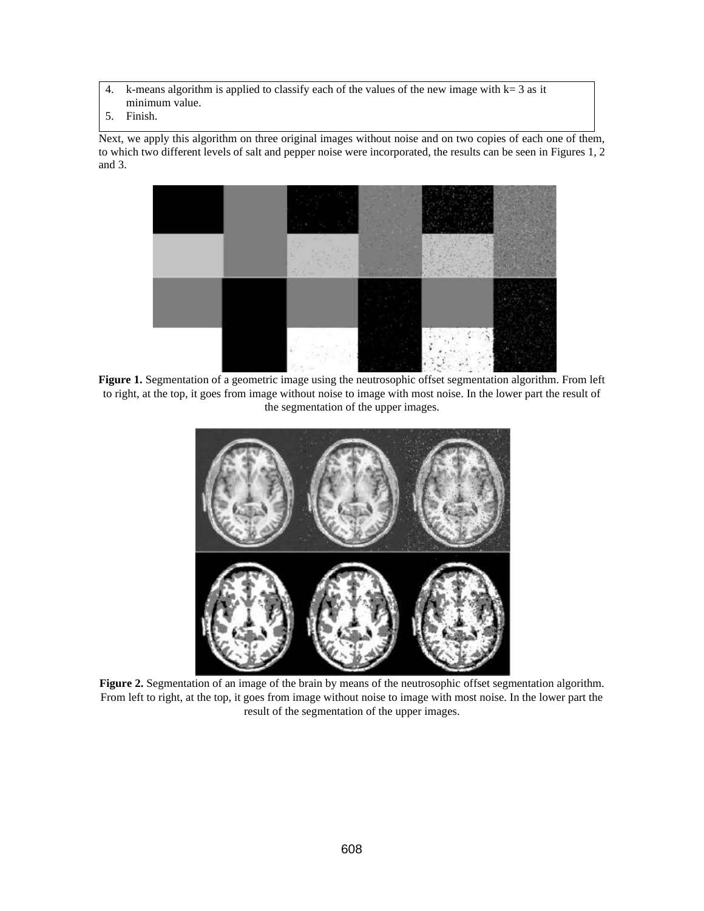4. k-means algorithm is applied to classify each of the values of the new image with k= 3 as it minimum value.
5. Finish.

Next, we apply this algorithm on three original images without noise and on two copies of each one of them, to which two different levels of salt and pepper noise were incorporated, the results can be seen in Figures 1, 2 and 3.

**Figure 1.** Segmentation of a geometric image using the neutrosophic offset segmentation algorithm. From left to right, at the top, it goes from image without noise to image with most noise. In the lower part the result of the segmentation of the upper images.

**Figure 2.** Segmentation of an image of the brain by means of the neutrosophic offset segmentation algorithm. From left to right, at the top, it goes from image without noise to image with most noise. In the lower part the result of the segmentation of the upper images.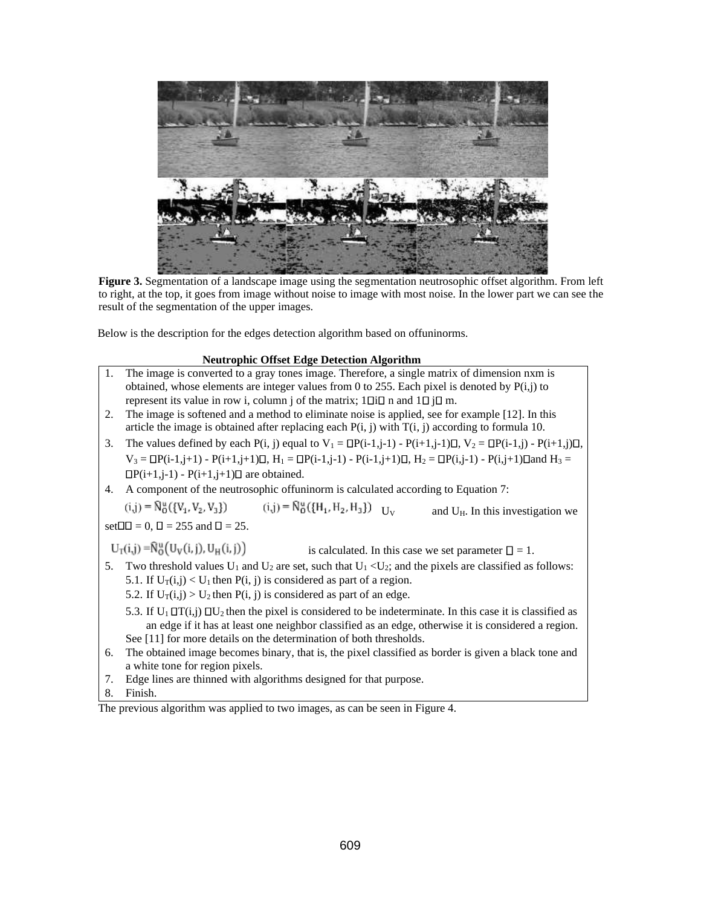**Figure 3.** Segmentation of a landscape image using the segmentation neutrosophic offset algorithm. From left to right, at the top, it goes from image without noise to image with most noise. In the lower part we can see the result of the segmentation of the upper images.

Below is the description for the edges detection algorithm based on offuninorms.

**Neutrophic Offset Edge Detection Algorithm**

1. The image is converted to a gray tones image. Therefore, a single matrix of dimension nxm is obtained, whose elements are integer values from 0 to 255. Each pixel is denoted by P(i,j) to represent its value in row i, column j of the matrix; $1 \le i \le n$ and $1 \le j \le m$.
2. The image is softened and a method to eliminate noise is applied, see for example [12]. In this article the image is obtained after replacing each P(i, j) with T(i, j) according to formula 10.
3. The values defined by each P(i, j) equal to $V_1 = |P(i-1,j-1) - P(i+1,j-1)|$, $V_2 = |P(i-1,j) - P(i+1,j)|$, $V_3 = |P(i-1,j+1) - P(i+1,j+1)|$, $H_1 = |P(i-1,j-1) - P(i-1,j+1)|$, $H_2 = |P(i,j-1) - P(i,j+1)|$ and $H_3 = |P(i+1,j-1) - P(i+1,j+1)|$ are obtained.
4. A component of the neutrosophic offuninorm is calculated according to Equation 7: $U_V(i,j) = \tilde{N}_O^u(\{V_1, V_2, V_3\})$ and $U_H(i,j) = \tilde{N}_O^u(\{H_1, H_2, H_3\})$. In this investigation we set $\Psi = 0$, $\Omega = 255$ and $\delta = 25$.
   $U_T(i,j) = \tilde{N}_O^u\left(U_V(i,j), U_H(i,j)\right)$ is calculated. In this case we set parameter $\delta = 1$.
5. Two threshold values $U_1$ and $U_2$ are set, such that $U_1 < U_2$; and the pixels are classified as follows:
   5.1. If $U_T(i,j) < U_1$ then P(i, j) is considered as part of a region.
   5.2. If $U_T(i,j) > U_2$ then P(i, j) is considered as part of an edge.
   5.3. If $U_1 \le T(i,j) \le U_2$ then the pixel is considered to be indeterminate. In this case it is classified as an edge if it has at least one neighbor classified as an edge, otherwise it is considered a region.
   See [11] for more details on the determination of both thresholds.
6. The obtained image becomes binary, that is, the pixel classified as border is given a black tone and a white tone for region pixels.
7. Edge lines are thinned with algorithms designed for that purpose.
8. Finish.

The previous algorithm was applied to two images, as can be seen in Figure 4.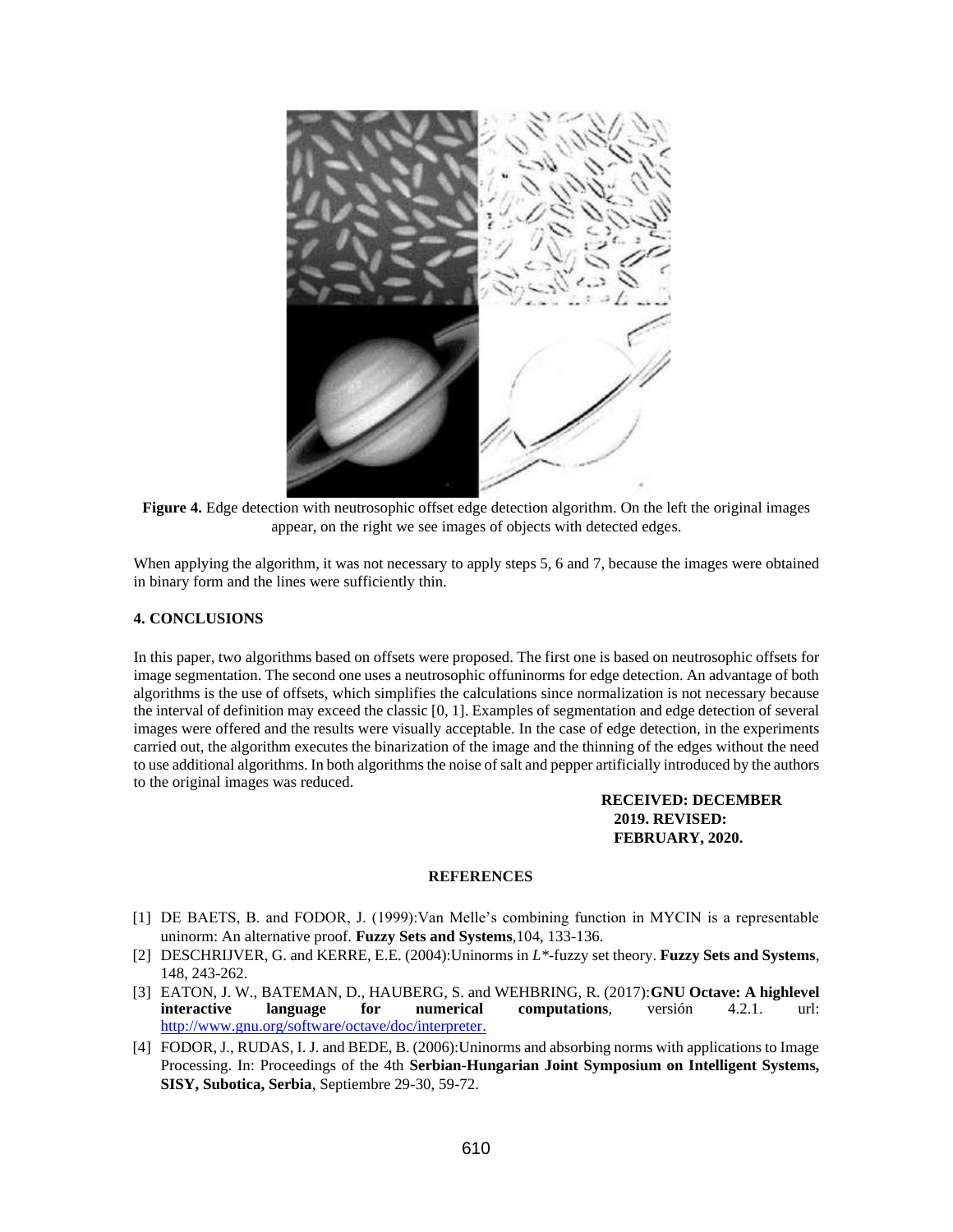**Figure 4.** Edge detection with neutrosophic offset edge detection algorithm. On the left the original images appear, on the right we see images of objects with detected edges.

When applying the algorithm, it was not necessary to apply steps 5, 6 and 7, because the images were obtained in binary form and the lines were sufficiently thin.

## 4. CONCLUSIONS

In this paper, two algorithms based on offsets were proposed. The first one is based on neutrosophic offsets for image segmentation. The second one uses a neutrosophic offuninorms for edge detection. An advantage of both algorithms is the use of offsets, which simplifies the calculations since normalization is not necessary because the interval of definition may exceed the classic [0, 1]. Examples of segmentation and edge detection of several images were offered and the results were visually acceptable. In the case of edge detection, in the experiments carried out, the algorithm executes the binarization of the image and the thinning of the edges without the need to use additional algorithms. In both algorithms the noise of salt and pepper artificially introduced by the authors to the original images was reduced.

**RECEIVED: DECEMBER 2019. REVISED: FEBRUARY, 2020.**

## REFERENCES

[1] DE BAETS, B. and FODOR, J. (1999):Van Melle's combining function in MYCIN is a representable uninorm: An alternative proof. **Fuzzy Sets and Systems**,104, 133-136.

[2] DESCHRIJVER, G. and KERRE, E.E. (2004):Uninorms in *L\**-fuzzy set theory. **Fuzzy Sets and Systems**, 148, 243-262.

[3] EATON, J. W., BATEMAN, D., HAUBERG, S. and WEHBRING, R. (2017):**GNU Octave: A highlevel interactive language for numerical computations**, versión 4.2.1. url: http://www.gnu.org/software/octave/doc/interpreter.

[4] FODOR, J., RUDAS, I. J. and BEDE, B. (2006):Uninorms and absorbing norms with applications to Image Processing. In: Proceedings of the 4th **Serbian-Hungarian Joint Symposium on Intelligent Systems, SISY, Subotica, Serbia**, Septiembre 29-30, 59-72.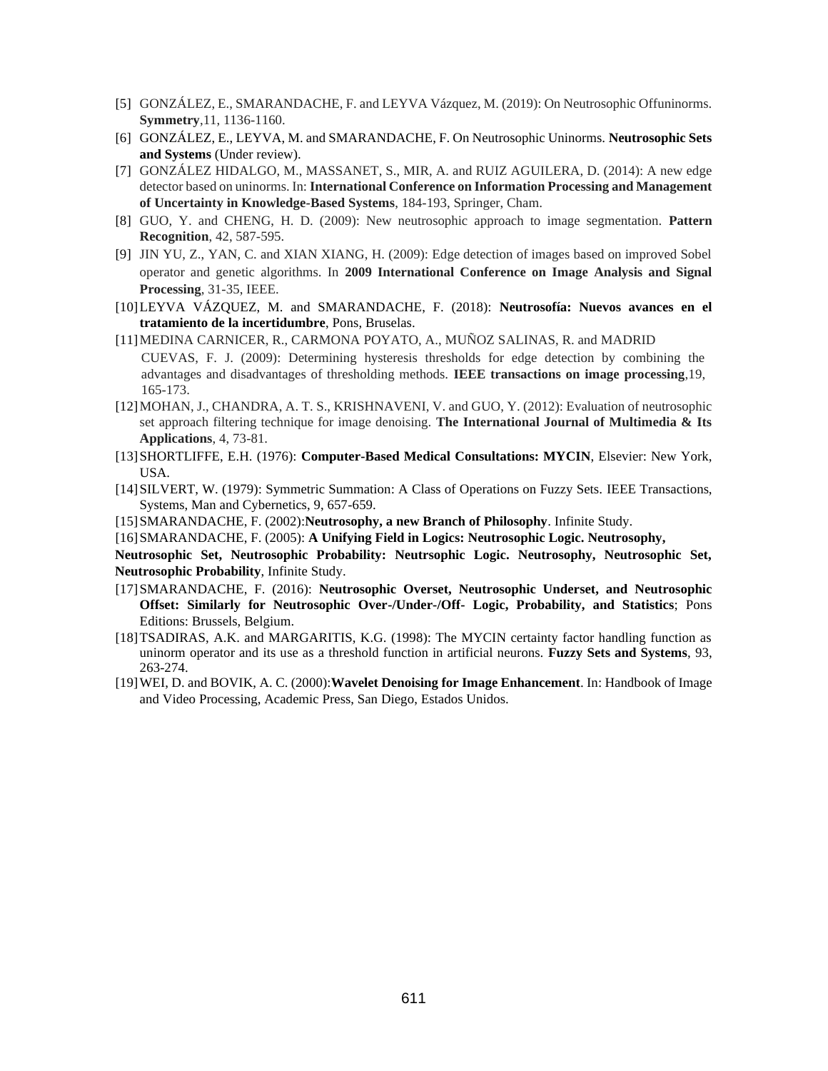[5] GONZÁLEZ, E., SMARANDACHE, F. and LEYVA Vázquez, M. (2019): On Neutrosophic Offuninorms. **Symmetry**,11, 1136-1160.

[6] GONZÁLEZ, E., LEYVA, M. and SMARANDACHE, F. On Neutrosophic Uninorms. **Neutrosophic Sets and Systems** (Under review).

[7] GONZÁLEZ HIDALGO, M., MASSANET, S., MIR, A. and RUIZ AGUILERA, D. (2014): A new edge detector based on uninorms. In: **International Conference on Information Processing and Management of Uncertainty in Knowledge-Based Systems**, 184-193, Springer, Cham.

[8] GUO, Y. and CHENG, H. D. (2009): New neutrosophic approach to image segmentation. **Pattern Recognition**, 42, 587-595.

[9] JIN YU, Z., YAN, C. and XIAN XIANG, H. (2009): Edge detection of images based on improved Sobel operator and genetic algorithms. In **2009 International Conference on Image Analysis and Signal Processing**, 31-35, IEEE.

[10] LEYVA VÁZQUEZ, M. and SMARANDACHE, F. (2018): **Neutrosofía: Nuevos avances en el tratamiento de la incertidumbre**, Pons, Bruselas.

[11] MEDINA CARNICER, R., CARMONA POYATO, A., MUÑOZ SALINAS, R. and MADRID CUEVAS, F. J. (2009): Determining hysteresis thresholds for edge detection by combining the advantages and disadvantages of thresholding methods. **IEEE transactions on image processing**,19, 165-173.

[12] MOHAN, J., CHANDRA, A. T. S., KRISHNAVENI, V. and GUO, Y. (2012): Evaluation of neutrosophic set approach filtering technique for image denoising. **The International Journal of Multimedia & Its Applications**, 4, 73-81.

[13] SHORTLIFFE, E.H. (1976): **Computer-Based Medical Consultations: MYCIN**, Elsevier: New York, USA.

[14] SILVERT, W. (1979): Symmetric Summation: A Class of Operations on Fuzzy Sets. IEEE Transactions, Systems, Man and Cybernetics, 9, 657-659.

[15] SMARANDACHE, F. (2002):**Neutrosophy, a new Branch of Philosophy**. Infinite Study.

[16] SMARANDACHE, F. (2005): **A Unifying Field in Logics: Neutrosophic Logic. Neutrosophy, Neutrosophic Set, Neutrosophic Probability: Neutrsophic Logic. Neutrosophy, Neutrosophic Set, Neutrosophic Probability**, Infinite Study.

[17] SMARANDACHE, F. (2016): **Neutrosophic Overset, Neutrosophic Underset, and Neutrosophic Offset: Similarly for Neutrosophic Over-/Under-/Off- Logic, Probability, and Statistics**; Pons Editions: Brussels, Belgium.

[18] TSADIRAS, A.K. and MARGARITIS, K.G. (1998): The MYCIN certainty factor handling function as uninorm operator and its use as a threshold function in artificial neurons. **Fuzzy Sets and Systems**, 93, 263-274.

[19] WEI, D. and BOVIK, A. C. (2000):**Wavelet Denoising for Image Enhancement**. In: Handbook of Image and Video Processing, Academic Press, San Diego, Estados Unidos.